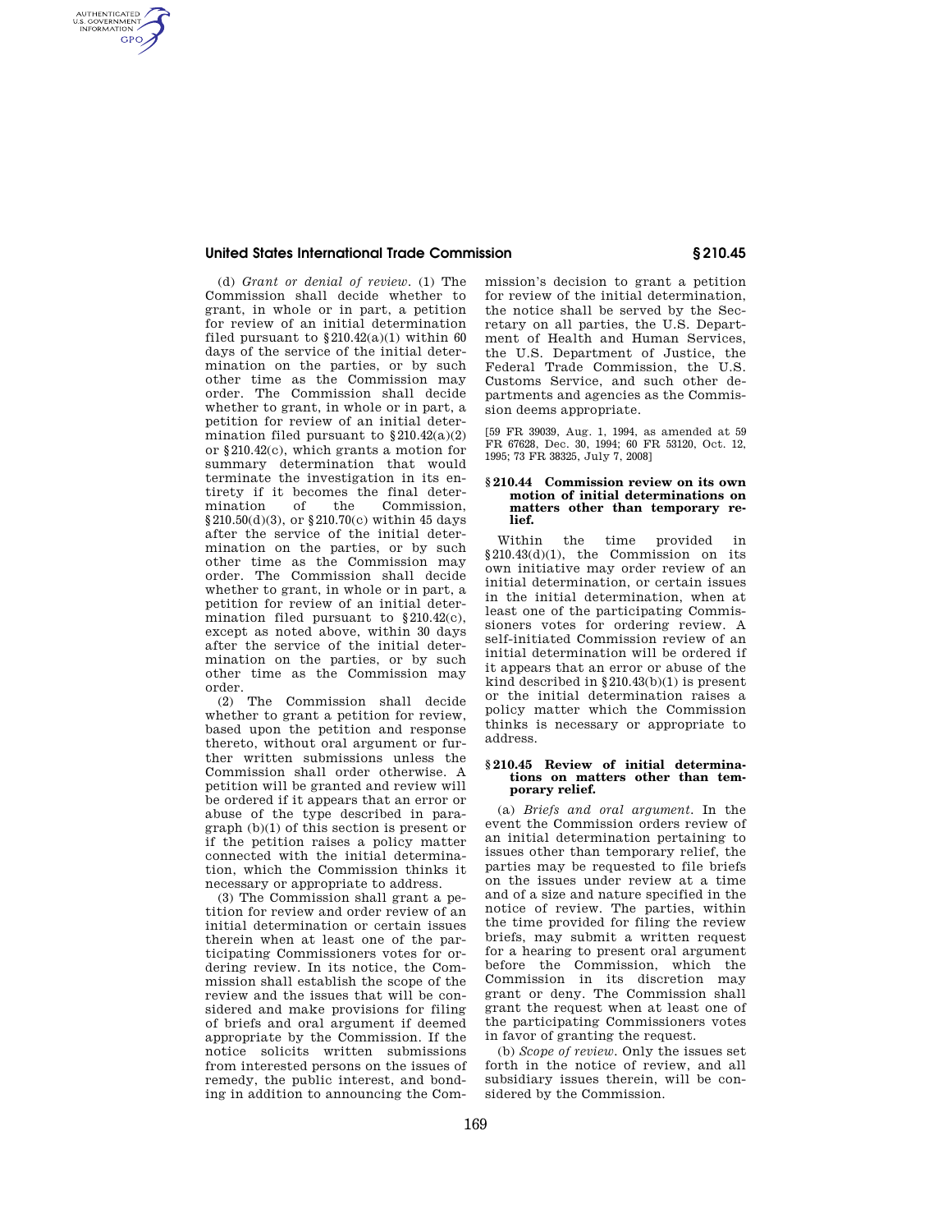(d) *Grant or denial of review.* (1) The Commission shall decide whether to grant, in whole or in part, a petition for review of an initial determination filed pursuant to §210.42(a)(1) within 60 days of the service of the initial determination on the parties, or by such other time as the Commission may order. The Commission shall decide whether to grant, in whole or in part, a petition for review of an initial determination filed pursuant to §210.42(a)(2) or §210.42(c), which grants a motion for summary determination that would terminate the investigation in its entirety if it becomes the final determination of the Commission, §210.50(d)(3), or §210.70(c) within 45 days after the service of the initial determination on the parties, or by such other time as the Commission may order. The Commission shall decide whether to grant, in whole or in part, a petition for review of an initial determination filed pursuant to §210.42(c), except as noted above, within 30 days after the service of the initial determination on the parties, or by such other time as the Commission may order.

(2) The Commission shall decide whether to grant a petition for review, based upon the petition and response thereto, without oral argument or further written submissions unless the Commission shall order otherwise. A petition will be granted and review will be ordered if it appears that an error or abuse of the type described in paragraph (b)(1) of this section is present or if the petition raises a policy matter connected with the initial determination, which the Commission thinks it necessary or appropriate to address.

(3) The Commission shall grant a petition for review and order review of an initial determination or certain issues therein when at least one of the participating Commissioners votes for ordering review. In its notice, the Commission shall establish the scope of the review and the issues that will be considered and make provisions for filing of briefs and oral argument if deemed appropriate by the Commission. If the notice solicits written submissions from interested persons on the issues of remedy, the public interest, and bonding in addition to announcing the Commission's decision to grant a petition for review of the initial determination, the notice shall be served by the Secretary on all parties, the U.S. Department of Health and Human Services, the U.S. Department of Justice, the Federal Trade Commission, the U.S. Customs Service, and such other departments and agencies as the Commission deems appropriate.

[59 FR 39039, Aug. 1, 1994, as amended at 59 FR 67628, Dec. 30, 1994; 60 FR 53120, Oct. 12, 1995; 73 FR 38325, July 7, 2008]

### §210.44 Commission review on its own motion of initial determinations on matters other than temporary relief.

Within the time provided in §210.43(d)(1), the Commission on its own initiative may order review of an initial determination, or certain issues in the initial determination, when at least one of the participating Commissioners votes for ordering review. A self-initiated Commission review of an initial determination will be ordered if it appears that an error or abuse of the kind described in §210.43(b)(1) is present or the initial determination raises a policy matter which the Commission thinks is necessary or appropriate to address.

### §210.45 Review of initial determinations on matters other than temporary relief.

(a) *Briefs and oral argument.* In the event the Commission orders review of an initial determination pertaining to issues other than temporary relief, the parties may be requested to file briefs on the issues under review at a time and of a size and nature specified in the notice of review. The parties, within the time provided for filing the review briefs, may submit a written request for a hearing to present oral argument before the Commission, which the Commission in its discretion may grant or deny. The Commission shall grant the request when at least one of the participating Commissioners votes in favor of granting the request.

(b) *Scope of review.* Only the issues set forth in the notice of review, and all subsidiary issues therein, will be considered by the Commission.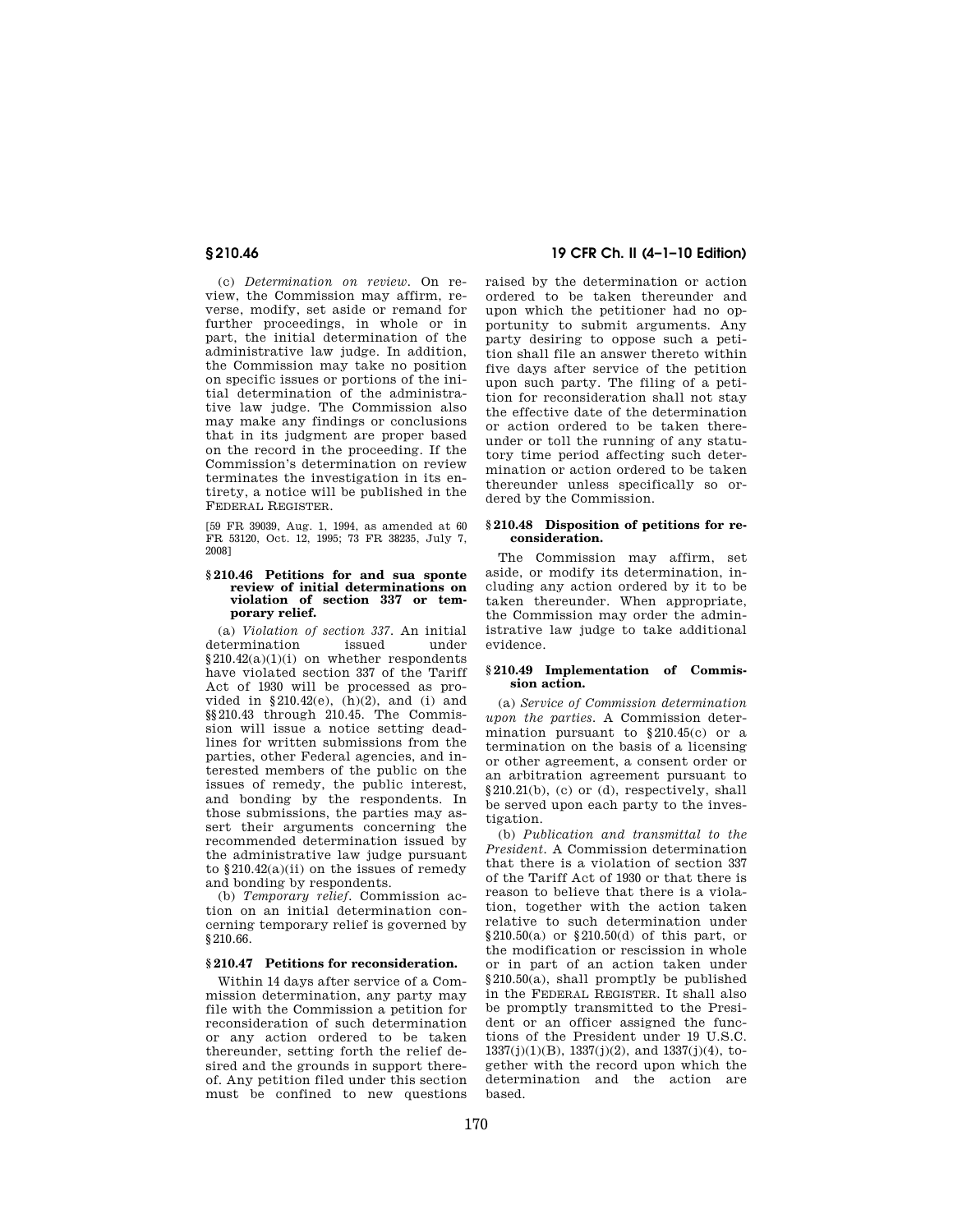(c) *Determination on review.* On review, the Commission may affirm, reverse, modify, set aside or remand for further proceedings, in whole or in part, the initial determination of the administrative law judge. In addition, the Commission may take no position on specific issues or portions of the initial determination of the administrative law judge. The Commission also may make any findings or conclusions that in its judgment are proper based on the record in the proceeding. If the Commission's determination on review terminates the investigation in its entirety, a notice will be published in the FEDERAL REGISTER.

[59 FR 39039, Aug. 1, 1994, as amended at 60 FR 53120, Oct. 12, 1995; 73 FR 38235, July 7, 2008]

### § 210.46 Petitions for and sua sponte review of initial determinations on violation of section 337 or temporary relief.

(a) *Violation of section 337.* An initial determination issued under §210.42(a)(1)(i) on whether respondents have violated section 337 of the Tariff Act of 1930 will be processed as provided in §210.42(e), (h)(2), and (i) and §§210.43 through 210.45. The Commission will issue a notice setting deadlines for written submissions from the parties, other Federal agencies, and interested members of the public on the issues of remedy, the public interest, and bonding by the respondents. In those submissions, the parties may assert their arguments concerning the recommended determination issued by the administrative law judge pursuant to §210.42(a)(ii) on the issues of remedy and bonding by respondents.

(b) *Temporary relief.* Commission action on an initial determination concerning temporary relief is governed by §210.66.

### § 210.47 Petitions for reconsideration.

Within 14 days after service of a Commission determination, any party may file with the Commission a petition for reconsideration of such determination or any action ordered to be taken thereunder, setting forth the relief desired and the grounds in support thereof. Any petition filed under this section must be confined to new questions raised by the determination or action ordered to be taken thereunder and upon which the petitioner had no opportunity to submit arguments. Any party desiring to oppose such a petition shall file an answer thereto within five days after service of the petition upon such party. The filing of a petition for reconsideration shall not stay the effective date of the determination or action ordered to be taken thereunder or toll the running of any statutory time period affecting such determination or action ordered to be taken thereunder unless specifically so ordered by the Commission.

### § 210.48 Disposition of petitions for reconsideration.

The Commission may affirm, set aside, or modify its determination, including any action ordered by it to be taken thereunder. When appropriate, the Commission may order the administrative law judge to take additional evidence.

### § 210.49 Implementation of Commission action.

(a) *Service of Commission determination upon the parties.* A Commission determination pursuant to §210.45(c) or a termination on the basis of a licensing or other agreement, a consent order or an arbitration agreement pursuant to §210.21(b), (c) or (d), respectively, shall be served upon each party to the investigation.

(b) *Publication and transmittal to the President.* A Commission determination that there is a violation of section 337 of the Tariff Act of 1930 or that there is reason to believe that there is a violation, together with the action taken relative to such determination under §210.50(a) or §210.50(d) of this part, or the modification or rescission in whole or in part of an action taken under §210.50(a), shall promptly be published in the FEDERAL REGISTER. It shall also be promptly transmitted to the President or an officer assigned the functions of the President under 19 U.S.C. 1337(j)(1)(B), 1337(j)(2), and 1337(j)(4), together with the record upon which the determination and the action are based.